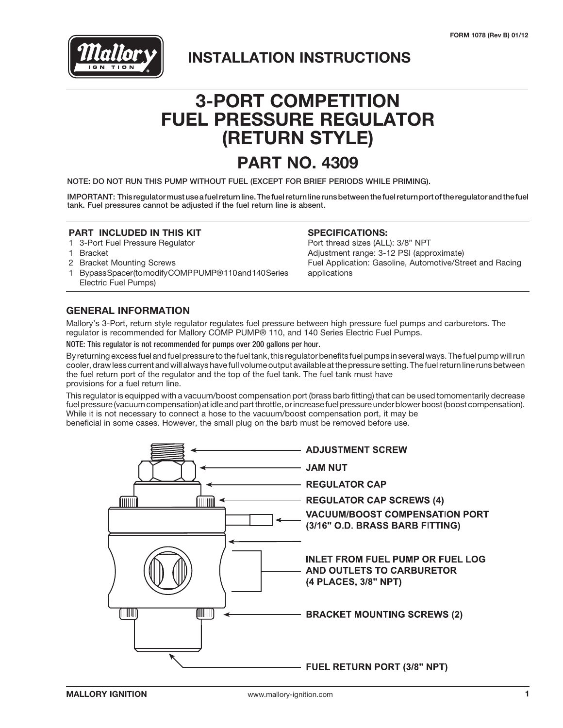FORM 1078 (Rev B) 01/12

# INSTALLATION INSTRUCTIONS

# 3-PORT COMPETITION FUEL PRESSURE REGULATOR (RETURN STYLE)

## PART NO. 4309

NOTE: DO NOT RUN THIS PUMP WITHOUT FUEL (EXCEPT FOR BRIEF PERIODS WHILE PRIMING).

IMPORTANT: This regulator must use a fuel return line. The fuel return line runs between the fuel return port of the regulator and the fuel tank. Fuel pressures cannot be adjusted if the fuel return line is absent.

### PART INCLUDED IN THIS KIT

1 3-Port Fuel Pressure Regulator
1 Bracket
2 Bracket Mounting Screws
1 Bypass Spacer (to modify COMP PUMP® 110 and 140 Series Electric Fuel Pumps)

### SPECIFICATIONS:

Port thread sizes (ALL): 3/8" NPT
Adjustment range: 3-12 PSI (approximate)
Fuel Application: Gasoline, Automotive/Street and Racing applications

## GENERAL INFORMATION

Mallory's 3-Port, return style regulator regulates fuel pressure between high pressure fuel pumps and carburetors. The regulator is recommended for Mallory COMP PUMP® 110, and 140 Series Electric Fuel Pumps.

NOTE: This regulator is not recommended for pumps over 200 gallons per hour.

By returning excess fuel and fuel pressure to the fuel tank, this regulator benefits fuel pumps in several ways. The fuel pump will run cooler, draw less current and will always have full volume output available at the pressure setting. The fuel return line runs between the fuel return port of the regulator and the top of the fuel tank. The fuel tank must have provisions for a fuel return line.

This regulator is equipped with a vacuum/boost compensation port (brass barb fitting) that can be used tomomentarily decrease fuel pressure (vacuum compensation) at idle and part throttle, or increase fuel pressure under blower boost (boost compensation). While it is not necessary to connect a hose to the vacuum/boost compensation port, it may be beneficial in some cases. However, the small plug on the barb must be removed before use.

ADJUSTMENT SCREW
JAM NUT
REGULATOR CAP
REGULATOR CAP SCREWS (4)
VACUUM/BOOST COMPENSATION PORT (3/16" O.D. BRASS BARB FITTING)
INLET FROM FUEL PUMP OR FUEL LOG AND OUTLETS TO CARBURETOR (4 PLACES, 3/8" NPT)
BRACKET MOUNTING SCREWS (2)
FUEL RETURN PORT (3/8" NPT)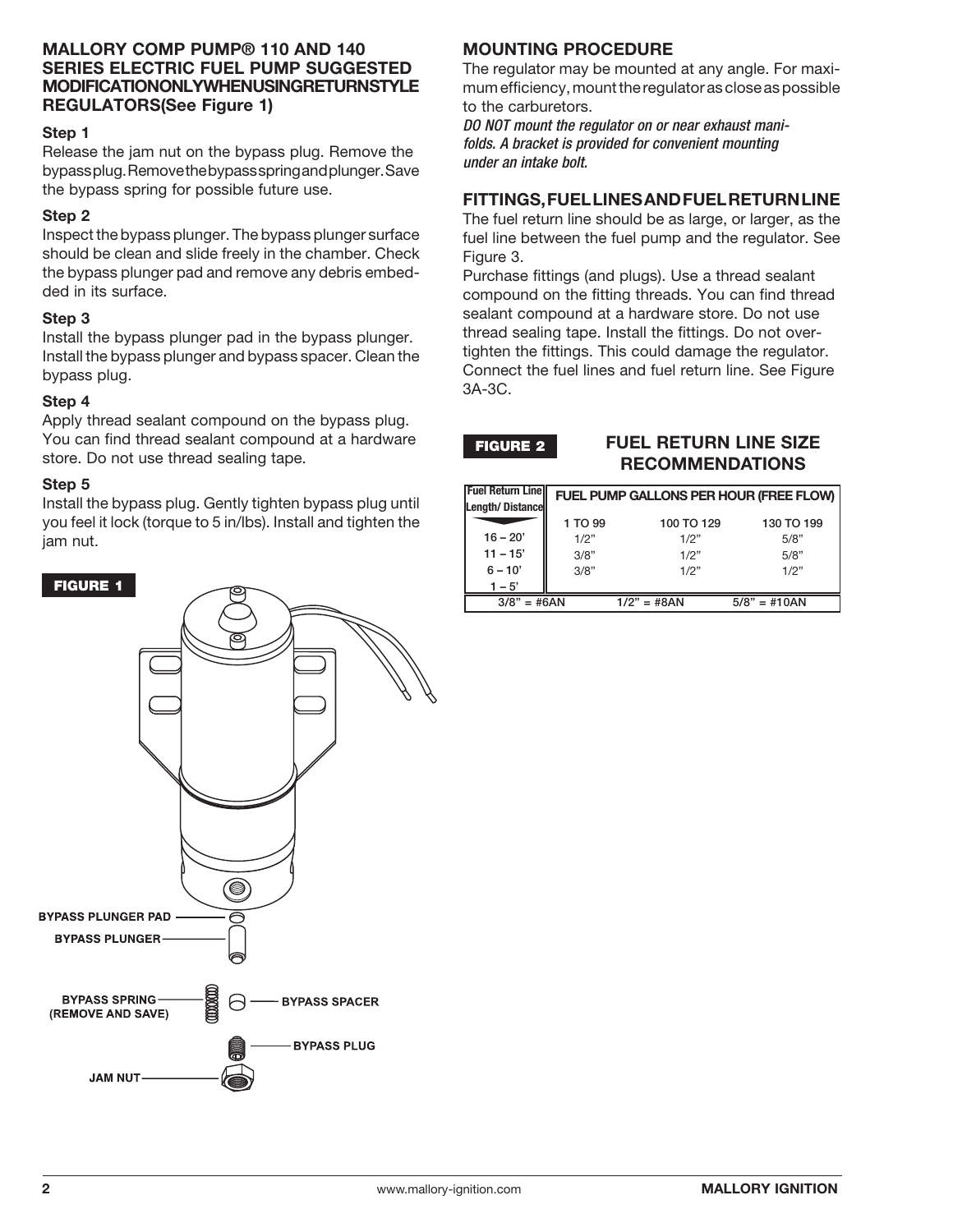### MALLORY COMP PUMP® 110 AND 140 SERIES ELECTRIC FUEL PUMP SUGGESTED MODIFICATION ONLY WHEN USING RETURN STYLE REGULATORS (See Figure 1)

**Step 1**

Release the jam nut on the bypass plug. Remove the bypass plug. Remove the bypass spring and plunger. Save the bypass spring for possible future use.

**Step 2**

Inspect the bypass plunger. The bypass plunger surface should be clean and slide freely in the chamber. Check the bypass plunger pad and remove any debris embedded in its surface.

**Step 3**

Install the bypass plunger pad in the bypass plunger. Install the bypass plunger and bypass spacer. Clean the bypass plug.

**Step 4**

Apply thread sealant compound on the bypass plug. You can find thread sealant compound at a hardware store. Do not use thread sealing tape.

**Step 5**

Install the bypass plug. Gently tighten bypass plug until you feel it lock (torque to 5 in/lbs). Install and tighten the jam nut.

**FIGURE 1**

BYPASS PLUNGER PAD
BYPASS PLUNGER
BYPASS SPRING (REMOVE AND SAVE)
BYPASS SPACER
BYPASS PLUG
JAM NUT

### MOUNTING PROCEDURE

The regulator may be mounted at any angle. For maximum efficiency, mount the regulator as close as possible to the carburetors.

*DO NOT mount the regulator on or near exhaust manifolds. A bracket is provided for convenient mounting under an intake bolt.*

### FITTINGS, FUEL LINES AND FUEL RETURN LINE

The fuel return line should be as large, or larger, as the fuel line between the fuel pump and the regulator. See Figure 3.

Purchase fittings (and plugs). Use a thread sealant compound on the fitting threads. You can find thread sealant compound at a hardware store. Do not use thread sealing tape. Install the fittings. Do not over-tighten the fittings. This could damage the regulator. Connect the fuel lines and fuel return line. See Figure 3A-3C.

**FIGURE 2** FUEL RETURN LINE SIZE RECOMMENDATIONS

| Fuel Return Line Length/ Distance | FUEL PUMP GALLONS PER HOUR (FREE FLOW) | | |
|---|---|---|---|
| | 1 TO 99 | 100 TO 129 | 130 TO 199 |
| 16 – 20' | 1/2" | 1/2" | 5/8" |
| 11 – 15' | 3/8" | 1/2" | 5/8" |
| 6 – 10' | 3/8" | 1/2" | 1/2" |
| 1 – 5' | | | |
| 3/8" = #6AN | | 1/2" = #8AN | 5/8" = #10AN |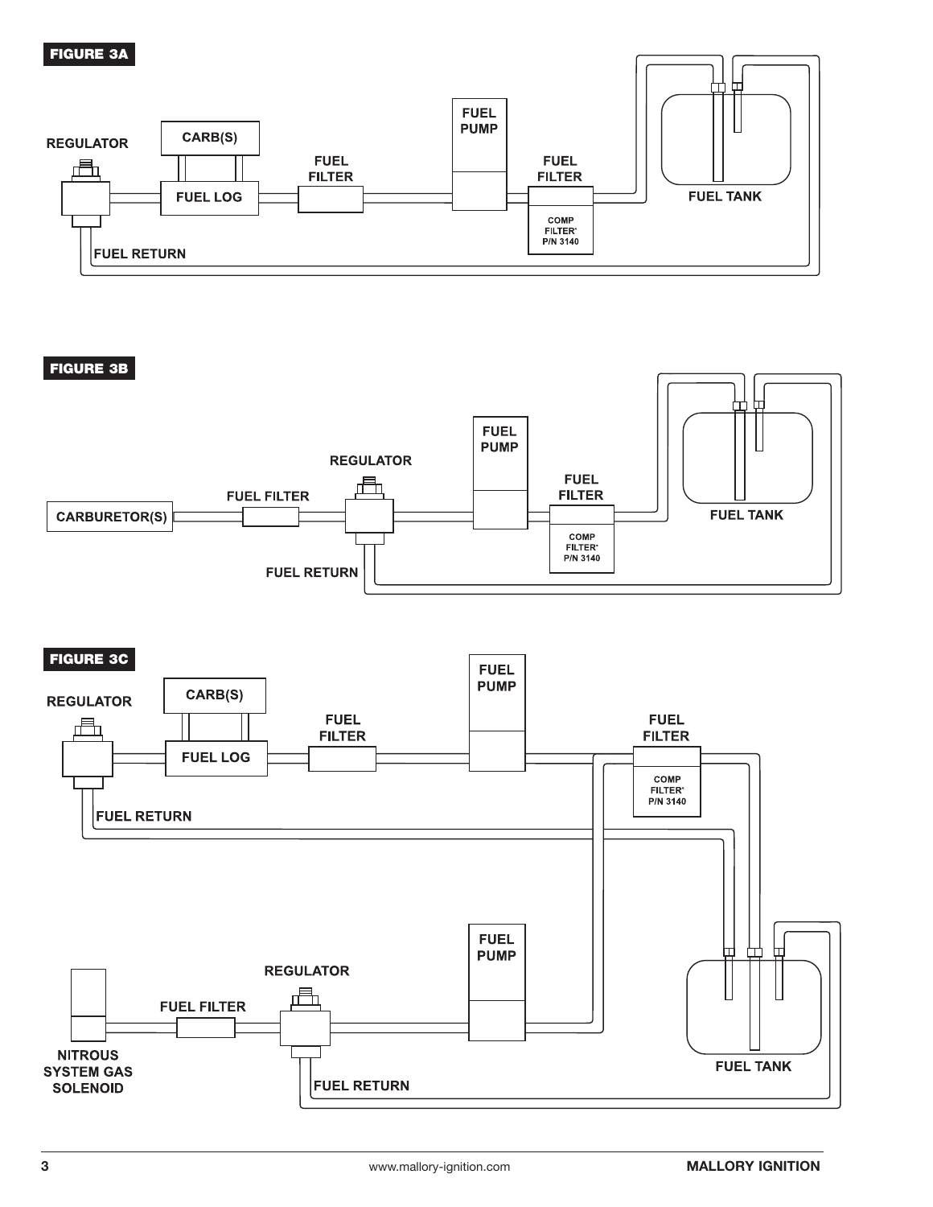**FIGURE 3A**

REGULATOR

CARB(S)

FUEL LOG

FUEL FILTER

FUEL PUMP

FUEL FILTER

COMP FILTER* P/N 3140

FUEL TANK

FUEL RETURN

**FIGURE 3B**

CARBURETOR(S)

FUEL FILTER

REGULATOR

FUEL PUMP

FUEL FILTER

COMP FILTER* P/N 3140

FUEL TANK

FUEL RETURN

**FIGURE 3C**

REGULATOR

CARB(S)

FUEL LOG

FUEL FILTER

FUEL PUMP

FUEL FILTER

COMP FILTER* P/N 3140

FUEL RETURN

FUEL PUMP

REGULATOR

FUEL FILTER

NITROUS SYSTEM GAS SOLENOID

FUEL RETURN

FUEL TANK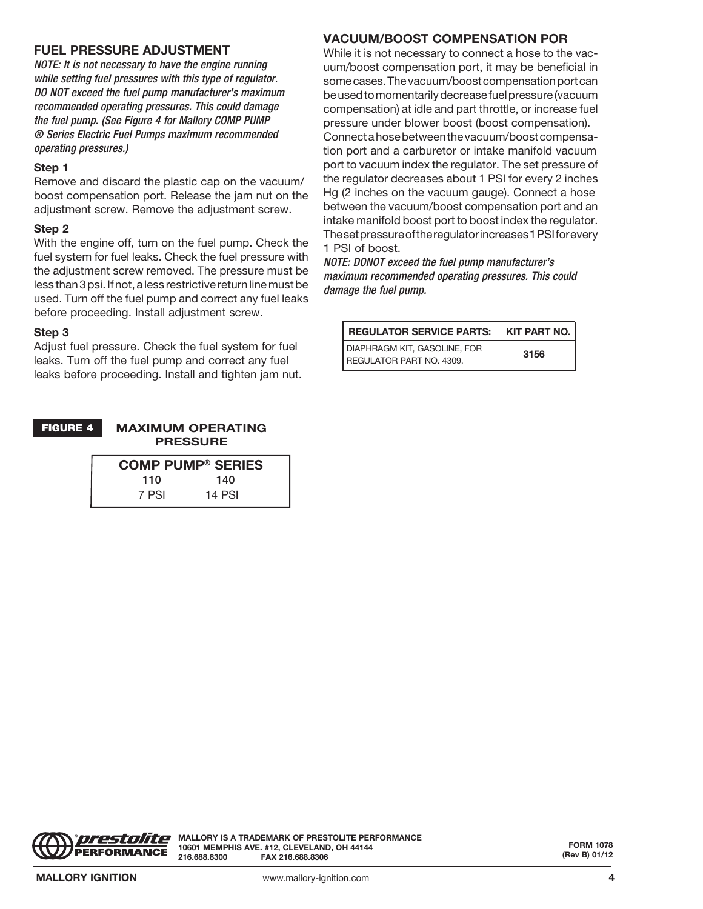## FUEL PRESSURE ADJUSTMENT

*NOTE: It is not necessary to have the engine running while setting fuel pressures with this type of regulator. DO NOT exceed the fuel pump manufacturer's maximum recommended operating pressures. This could damage the fuel pump. (See Figure 4 for Mallory COMP PUMP ® Series Electric Fuel Pumps maximum recommended operating pressures.)*

### Step 1

Remove and discard the plastic cap on the vacuum/ boost compensation port. Release the jam nut on the adjustment screw. Remove the adjustment screw.

### Step 2

With the engine off, turn on the fuel pump. Check the fuel system for fuel leaks. Check the fuel pressure with the adjustment screw removed. The pressure must be less than 3 psi. If not, a less restrictive return line must be used. Turn off the fuel pump and correct any fuel leaks before proceeding. Install adjustment screw.

### Step 3

Adjust fuel pressure. Check the fuel system for fuel leaks. Turn off the fuel pump and correct any fuel leaks before proceeding. Install and tighten jam nut.

**FIGURE 4** **MAXIMUM OPERATING PRESSURE**

| COMP PUMP® SERIES | |
|---|---|
| 110 | 140 |
| 7 PSI | 14 PSI |

## VACUUM/BOOST COMPENSATION POR

While it is not necessary to connect a hose to the vacuum/boost compensation port, it may be beneficial in some cases. The vacuum/boost compensation port can be used to momentarily decrease fuel pressure (vacuum compensation) at idle and part throttle, or increase fuel pressure under blower boost (boost compensation). Connect a hose between the vacuum/boost compensation port and a carburetor or intake manifold vacuum port to vacuum index the regulator. The set pressure of the regulator decreases about 1 PSI for every 2 inches Hg (2 inches on the vacuum gauge). Connect a hose between the vacuum/boost compensation port and an intake manifold boost port to boost index the regulator. The set pressure of the regulator increases 1 PSI for every 1 PSI of boost.

*NOTE: DONOT exceed the fuel pump manufacturer's maximum recommended operating pressures. This could damage the fuel pump.*

| REGULATOR SERVICE PARTS: | KIT PART NO. |
|---|---|
| DIAPHRAGM KIT, GASOLINE, FOR REGULATOR PART NO. 4309. | 3156 |

MALLORY IS A TRADEMARK OF PRESTOLITE PERFORMANCE
10601 MEMPHIS AVE. #12, CLEVELAND, OH 44144
216.688.8300 FAX 216.688.8306

FORM 1078
(Rev B) 01/12